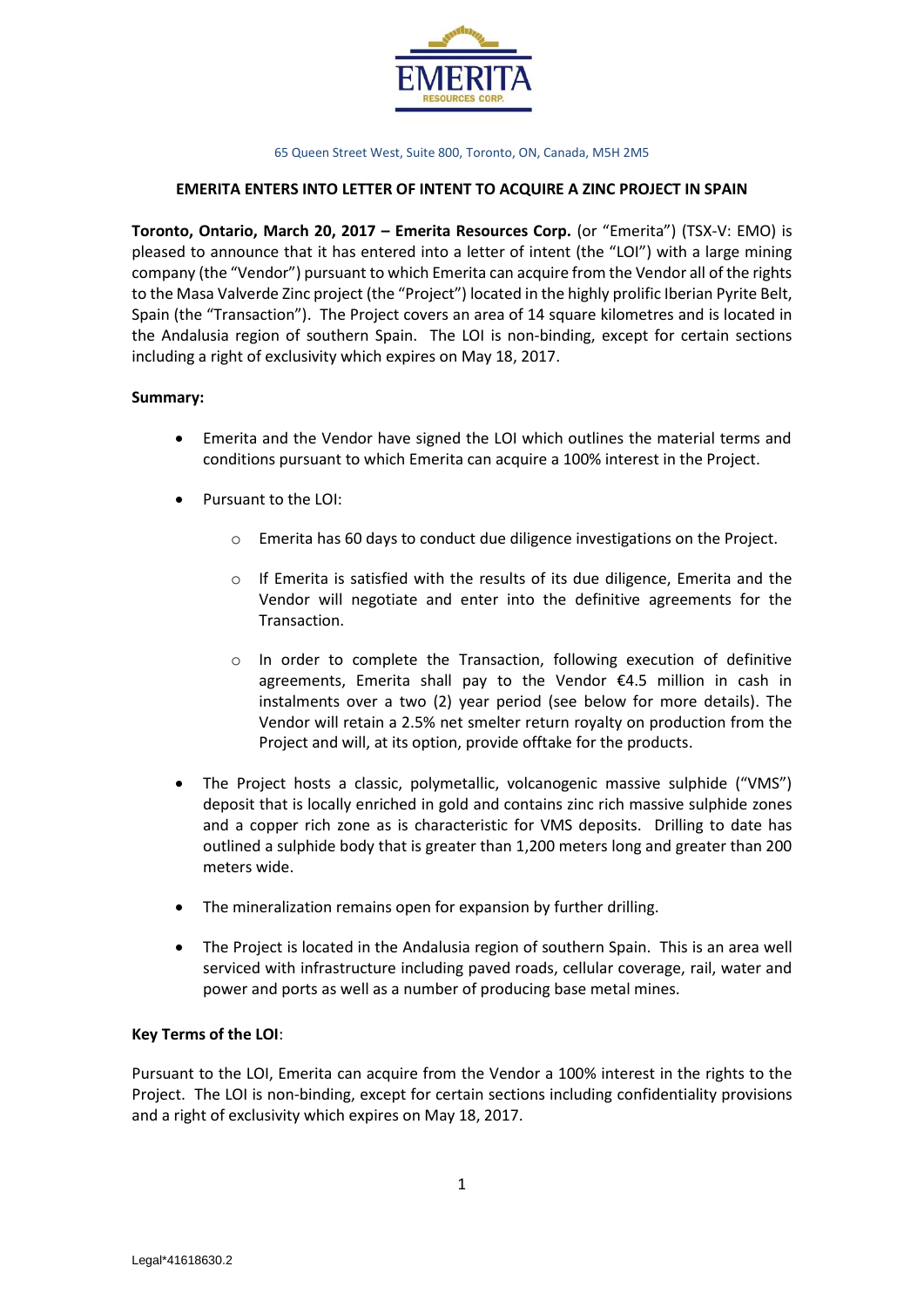EMERITA RESOURCES CORP.

65 Queen Street West, Suite 800, Toronto, ON, Canada, M5H 2M5

# EMERITA ENTERS INTO LETTER OF INTENT TO ACQUIRE A ZINC PROJECT IN SPAIN

**Toronto, Ontario, March 20, 2017 – Emerita Resources Corp.** (or "Emerita") (TSX-V: EMO) is pleased to announce that it has entered into a letter of intent (the "LOI") with a large mining company (the "Vendor") pursuant to which Emerita can acquire from the Vendor all of the rights to the Masa Valverde Zinc project (the "Project") located in the highly prolific Iberian Pyrite Belt, Spain (the "Transaction"). The Project covers an area of 14 square kilometres and is located in the Andalusia region of southern Spain. The LOI is non-binding, except for certain sections including a right of exclusivity which expires on May 18, 2017.

**Summary:**

- Emerita and the Vendor have signed the LOI which outlines the material terms and conditions pursuant to which Emerita can acquire a 100% interest in the Project.
- Pursuant to the LOI:
  - Emerita has 60 days to conduct due diligence investigations on the Project.
  - If Emerita is satisfied with the results of its due diligence, Emerita and the Vendor will negotiate and enter into the definitive agreements for the Transaction.
  - In order to complete the Transaction, following execution of definitive agreements, Emerita shall pay to the Vendor €4.5 million in cash in instalments over a two (2) year period (see below for more details). The Vendor will retain a 2.5% net smelter return royalty on production from the Project and will, at its option, provide offtake for the products.
- The Project hosts a classic, polymetallic, volcanogenic massive sulphide ("VMS") deposit that is locally enriched in gold and contains zinc rich massive sulphide zones and a copper rich zone as is characteristic for VMS deposits. Drilling to date has outlined a sulphide body that is greater than 1,200 meters long and greater than 200 meters wide.
- The mineralization remains open for expansion by further drilling.
- The Project is located in the Andalusia region of southern Spain. This is an area well serviced with infrastructure including paved roads, cellular coverage, rail, water and power and ports as well as a number of producing base metal mines.

**Key Terms of the LOI**:

Pursuant to the LOI, Emerita can acquire from the Vendor a 100% interest in the rights to the Project. The LOI is non-binding, except for certain sections including confidentiality provisions and a right of exclusivity which expires on May 18, 2017.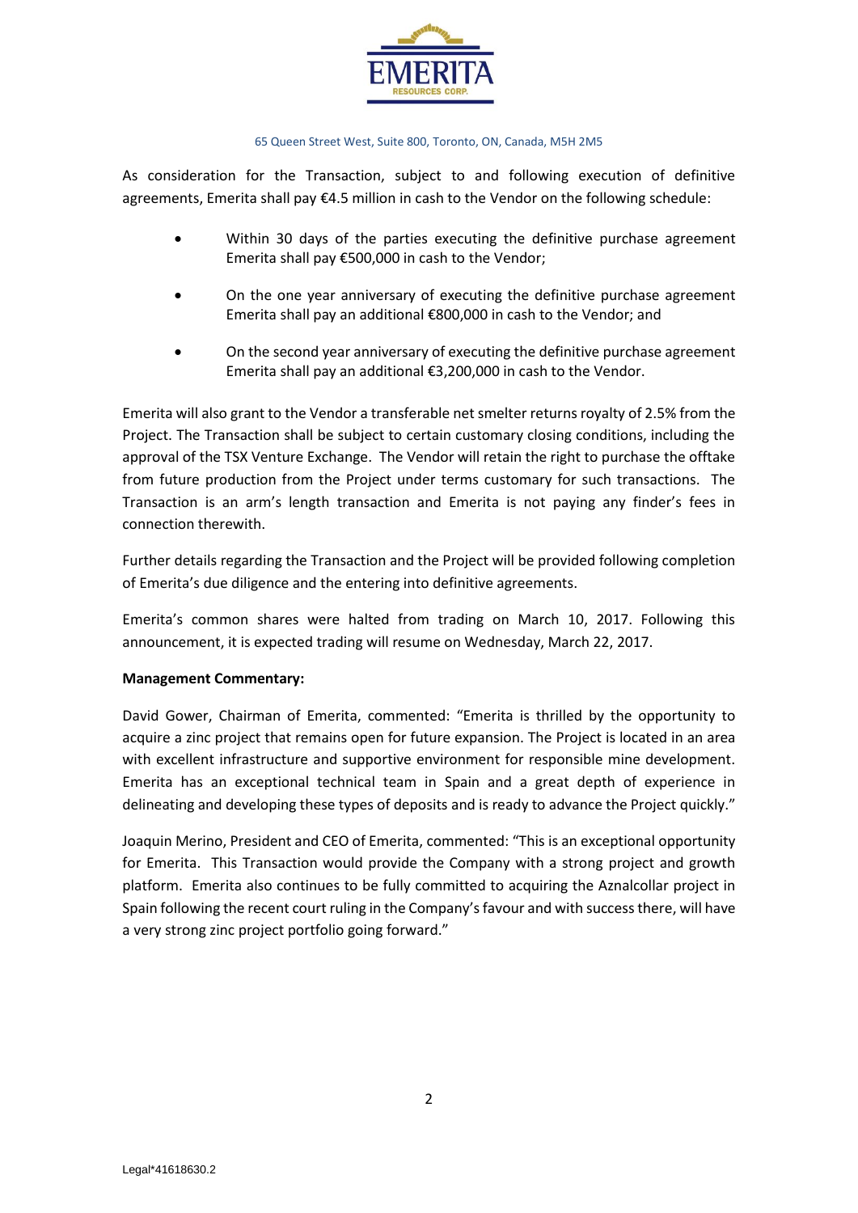As consideration for the Transaction, subject to and following execution of definitive agreements, Emerita shall pay €4.5 million in cash to the Vendor on the following schedule:

- Within 30 days of the parties executing the definitive purchase agreement Emerita shall pay €500,000 in cash to the Vendor;
- On the one year anniversary of executing the definitive purchase agreement Emerita shall pay an additional €800,000 in cash to the Vendor; and
- On the second year anniversary of executing the definitive purchase agreement Emerita shall pay an additional €3,200,000 in cash to the Vendor.

Emerita will also grant to the Vendor a transferable net smelter returns royalty of 2.5% from the Project. The Transaction shall be subject to certain customary closing conditions, including the approval of the TSX Venture Exchange. The Vendor will retain the right to purchase the offtake from future production from the Project under terms customary for such transactions. The Transaction is an arm's length transaction and Emerita is not paying any finder's fees in connection therewith.

Further details regarding the Transaction and the Project will be provided following completion of Emerita's due diligence and the entering into definitive agreements.

Emerita's common shares were halted from trading on March 10, 2017. Following this announcement, it is expected trading will resume on Wednesday, March 22, 2017.

**Management Commentary:**

David Gower, Chairman of Emerita, commented: "Emerita is thrilled by the opportunity to acquire a zinc project that remains open for future expansion. The Project is located in an area with excellent infrastructure and supportive environment for responsible mine development. Emerita has an exceptional technical team in Spain and a great depth of experience in delineating and developing these types of deposits and is ready to advance the Project quickly."

Joaquin Merino, President and CEO of Emerita, commented: "This is an exceptional opportunity for Emerita. This Transaction would provide the Company with a strong project and growth platform. Emerita also continues to be fully committed to acquiring the Aznalcollar project in Spain following the recent court ruling in the Company's favour and with success there, will have a very strong zinc project portfolio going forward."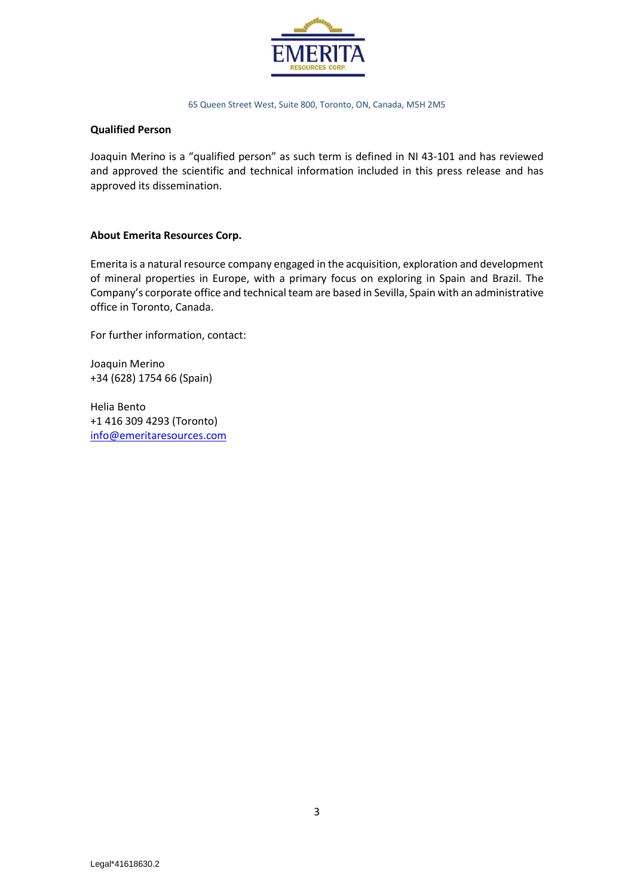**Qualified Person**

Joaquin Merino is a "qualified person" as such term is defined in NI 43-101 and has reviewed and approved the scientific and technical information included in this press release and has approved its dissemination.

**About Emerita Resources Corp.**

Emerita is a natural resource company engaged in the acquisition, exploration and development of mineral properties in Europe, with a primary focus on exploring in Spain and Brazil. The Company's corporate office and technical team are based in Sevilla, Spain with an administrative office in Toronto, Canada.

For further information, contact:

Joaquin Merino
+34 (628) 1754 66 (Spain)

Helia Bento
+1 416 309 4293 (Toronto)
info@emeritaresources.com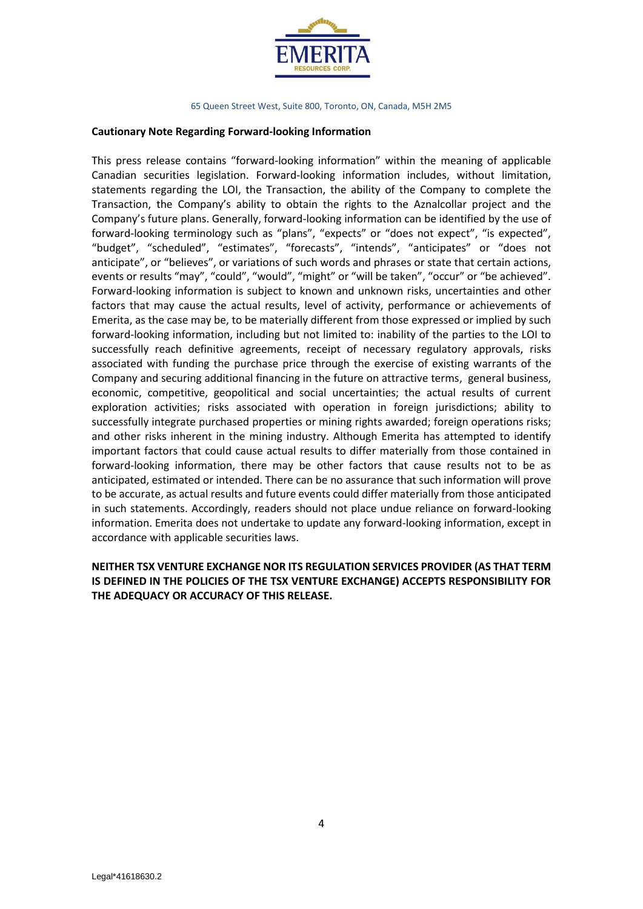**Cautionary Note Regarding Forward-looking Information**

This press release contains "forward-looking information" within the meaning of applicable Canadian securities legislation. Forward-looking information includes, without limitation, statements regarding the LOI, the Transaction, the ability of the Company to complete the Transaction, the Company's ability to obtain the rights to the Aznalcollar project and the Company's future plans. Generally, forward-looking information can be identified by the use of forward-looking terminology such as "plans", "expects" or "does not expect", "is expected", "budget", "scheduled", "estimates", "forecasts", "intends", "anticipates" or "does not anticipate", or "believes", or variations of such words and phrases or state that certain actions, events or results "may", "could", "would", "might" or "will be taken", "occur" or "be achieved". Forward-looking information is subject to known and unknown risks, uncertainties and other factors that may cause the actual results, level of activity, performance or achievements of Emerita, as the case may be, to be materially different from those expressed or implied by such forward-looking information, including but not limited to: inability of the parties to the LOI to successfully reach definitive agreements, receipt of necessary regulatory approvals, risks associated with funding the purchase price through the exercise of existing warrants of the Company and securing additional financing in the future on attractive terms, general business, economic, competitive, geopolitical and social uncertainties; the actual results of current exploration activities; risks associated with operation in foreign jurisdictions; ability to successfully integrate purchased properties or mining rights awarded; foreign operations risks; and other risks inherent in the mining industry. Although Emerita has attempted to identify important factors that could cause actual results to differ materially from those contained in forward-looking information, there may be other factors that cause results not to be as anticipated, estimated or intended. There can be no assurance that such information will prove to be accurate, as actual results and future events could differ materially from those anticipated in such statements. Accordingly, readers should not place undue reliance on forward-looking information. Emerita does not undertake to update any forward-looking information, except in accordance with applicable securities laws.

**NEITHER TSX VENTURE EXCHANGE NOR ITS REGULATION SERVICES PROVIDER (AS THAT TERM IS DEFINED IN THE POLICIES OF THE TSX VENTURE EXCHANGE) ACCEPTS RESPONSIBILITY FOR THE ADEQUACY OR ACCURACY OF THIS RELEASE.**